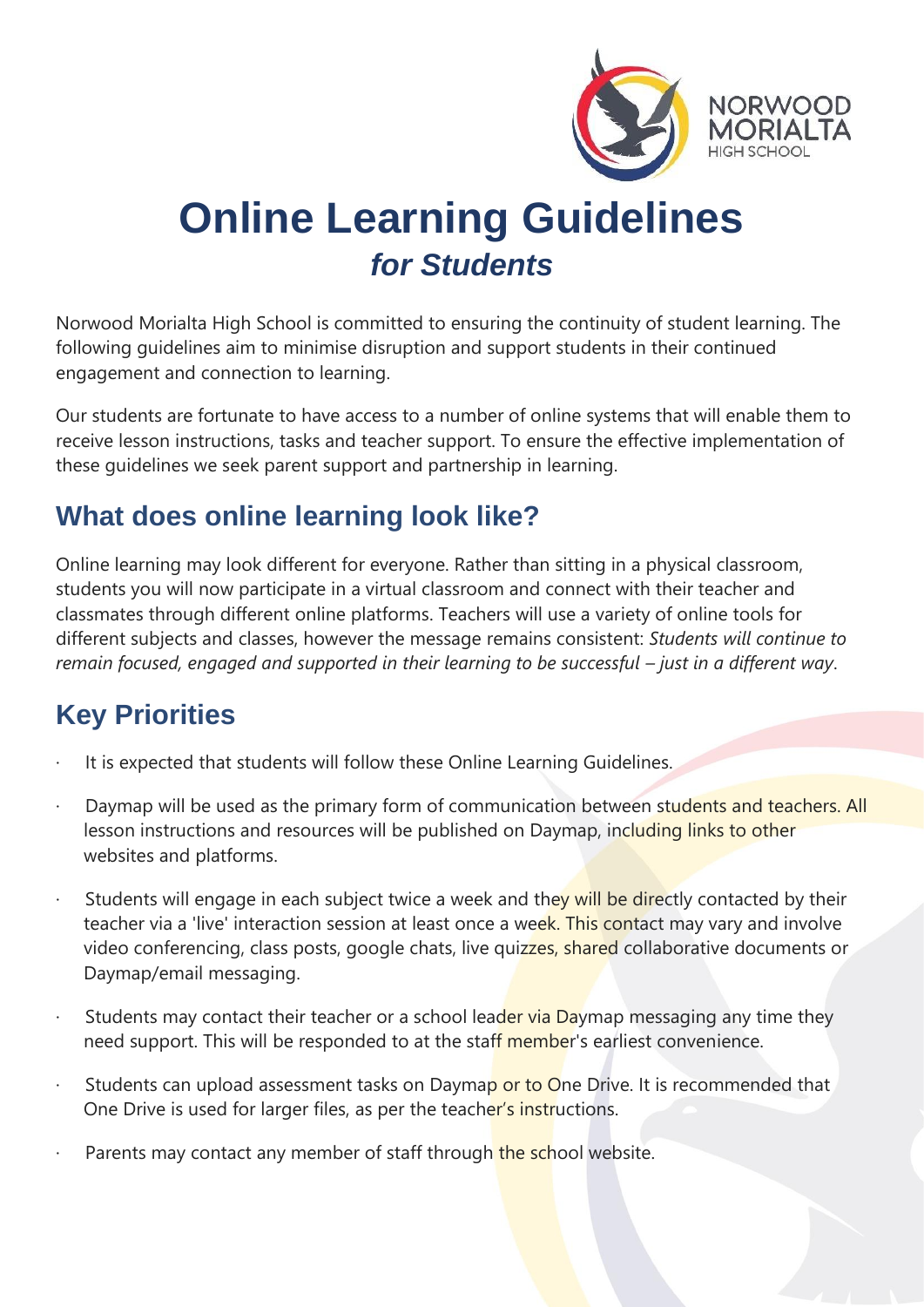# Online Learning Guidelines
## *for Students*

Norwood Morialta High School is committed to ensuring the continuity of student learning. The following guidelines aim to minimise disruption and support students in their continued engagement and connection to learning.

Our students are fortunate to have access to a number of online systems that will enable them to receive lesson instructions, tasks and teacher support. To ensure the effective implementation of these guidelines we seek parent support and partnership in learning.

## What does online learning look like?

Online learning may look different for everyone. Rather than sitting in a physical classroom, students you will now participate in a virtual classroom and connect with their teacher and classmates through different online platforms. Teachers will use a variety of online tools for different subjects and classes, however the message remains consistent: *Students will continue to remain focused, engaged and supported in their learning to be successful – just in a different way*.

## Key Priorities

- It is expected that students will follow these Online Learning Guidelines.
- Daymap will be used as the primary form of communication between students and teachers. All lesson instructions and resources will be published on Daymap, including links to other websites and platforms.
- Students will engage in each subject twice a week and they will be directly contacted by their teacher via a 'live' interaction session at least once a week. This contact may vary and involve video conferencing, class posts, google chats, live quizzes, shared collaborative documents or Daymap/email messaging.
- Students may contact their teacher or a school leader via Daymap messaging any time they need support. This will be responded to at the staff member's earliest convenience.
- Students can upload assessment tasks on Daymap or to One Drive. It is recommended that One Drive is used for larger files, as per the teacher's instructions.
- Parents may contact any member of staff through the school website.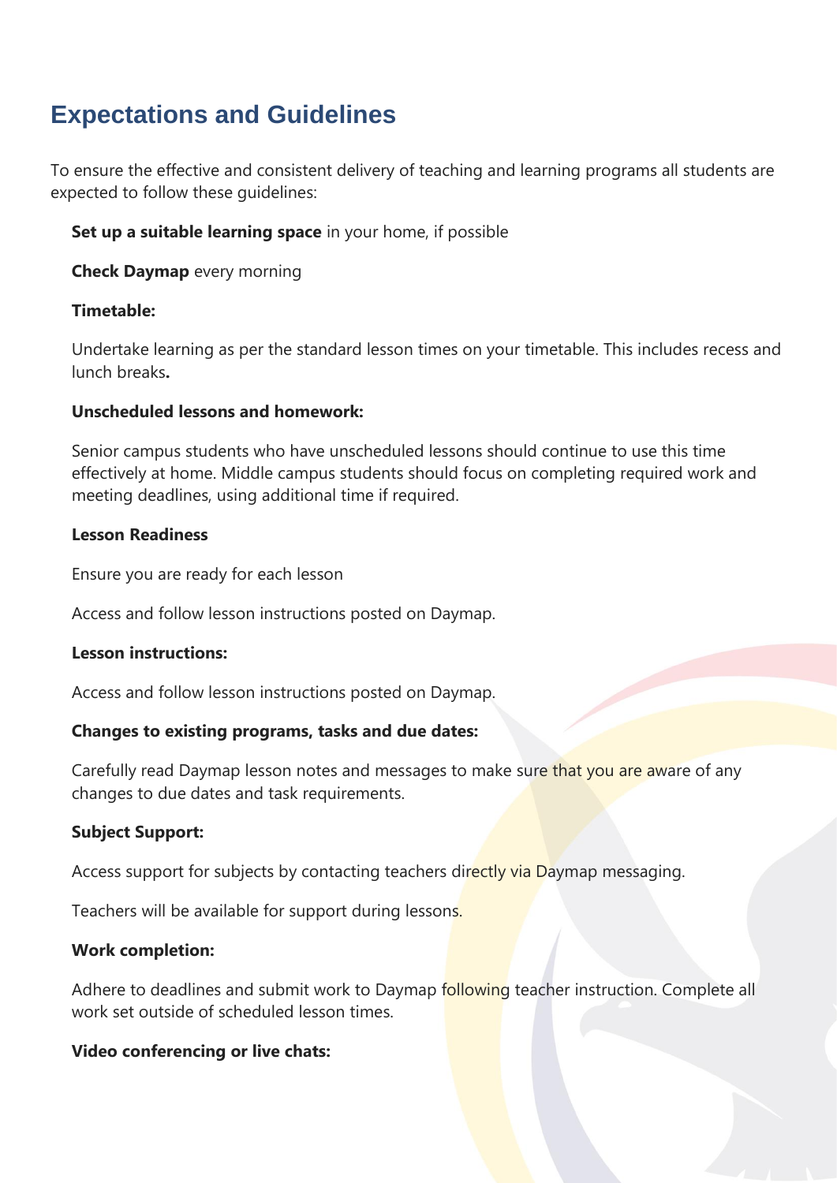## Expectations and Guidelines

To ensure the effective and consistent delivery of teaching and learning programs all students are expected to follow these guidelines:

**Set up a suitable learning space** in your home, if possible

**Check Daymap** every morning

**Timetable:**

Undertake learning as per the standard lesson times on your timetable. This includes recess and lunch breaks**.**

**Unscheduled lessons and homework:**

Senior campus students who have unscheduled lessons should continue to use this time effectively at home. Middle campus students should focus on completing required work and meeting deadlines, using additional time if required.

**Lesson Readiness**

Ensure you are ready for each lesson

Access and follow lesson instructions posted on Daymap.

**Lesson instructions:**

Access and follow lesson instructions posted on Daymap.

**Changes to existing programs, tasks and due dates:**

Carefully read Daymap lesson notes and messages to make sure that you are aware of any changes to due dates and task requirements.

**Subject Support:**

Access support for subjects by contacting teachers directly via Daymap messaging.

Teachers will be available for support during lessons.

**Work completion:**

Adhere to deadlines and submit work to Daymap following teacher instruction. Complete all work set outside of scheduled lesson times.

**Video conferencing or live chats:**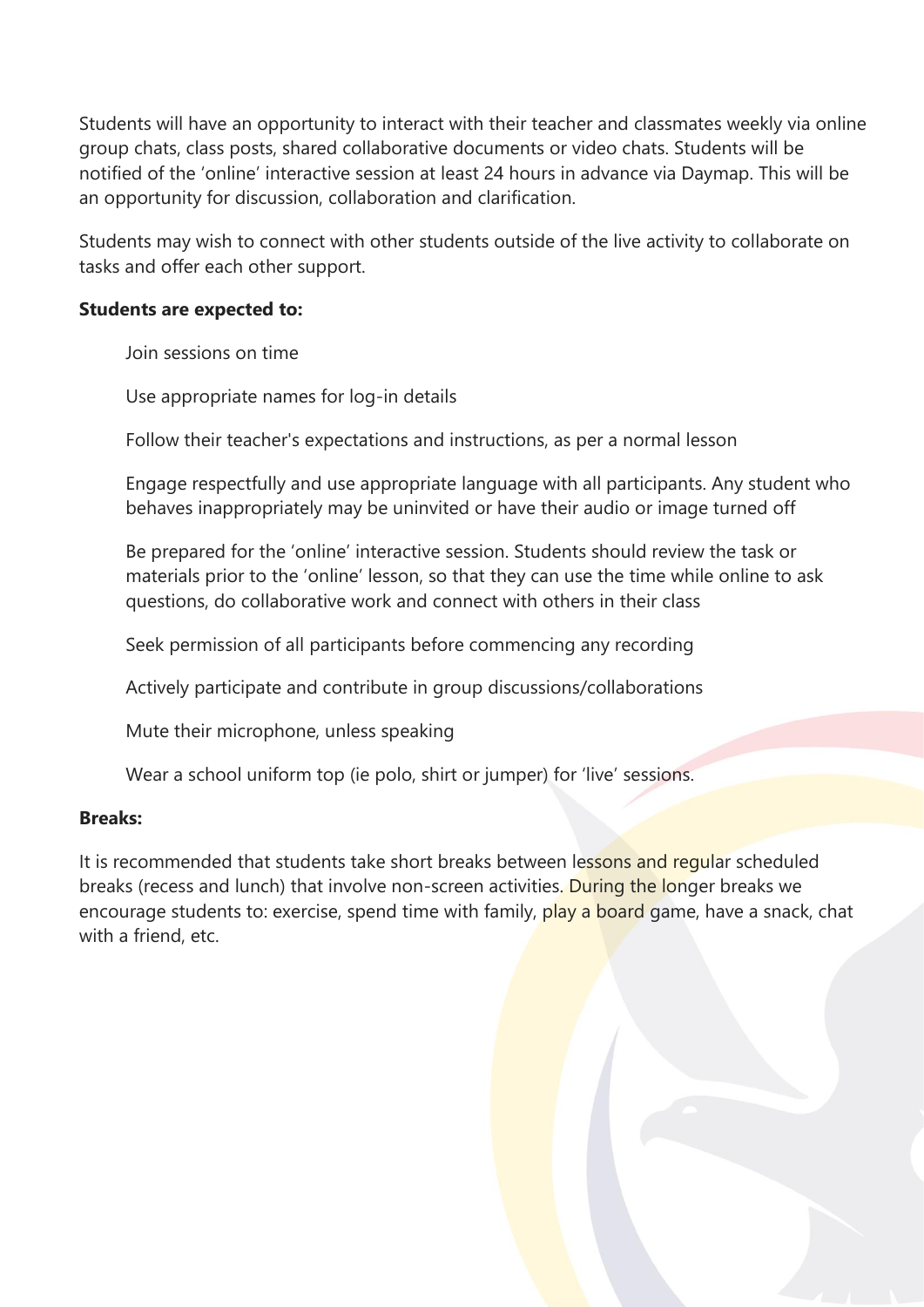Students will have an opportunity to interact with their teacher and classmates weekly via online group chats, class posts, shared collaborative documents or video chats. Students will be notified of the 'online' interactive session at least 24 hours in advance via Daymap. This will be an opportunity for discussion, collaboration and clarification.

Students may wish to connect with other students outside of the live activity to collaborate on tasks and offer each other support.

**Students are expected to:**

- Join sessions on time
- Use appropriate names for log-in details
- Follow their teacher's expectations and instructions, as per a normal lesson
- Engage respectfully and use appropriate language with all participants. Any student who behaves inappropriately may be uninvited or have their audio or image turned off
- Be prepared for the 'online' interactive session. Students should review the task or materials prior to the 'online' lesson, so that they can use the time while online to ask questions, do collaborative work and connect with others in their class
- Seek permission of all participants before commencing any recording
- Actively participate and contribute in group discussions/collaborations
- Mute their microphone, unless speaking
- Wear a school uniform top (ie polo, shirt or jumper) for 'live' sessions.

**Breaks:**

It is recommended that students take short breaks between lessons and regular scheduled breaks (recess and lunch) that involve non-screen activities. During the longer breaks we encourage students to: exercise, spend time with family, play a board game, have a snack, chat with a friend, etc.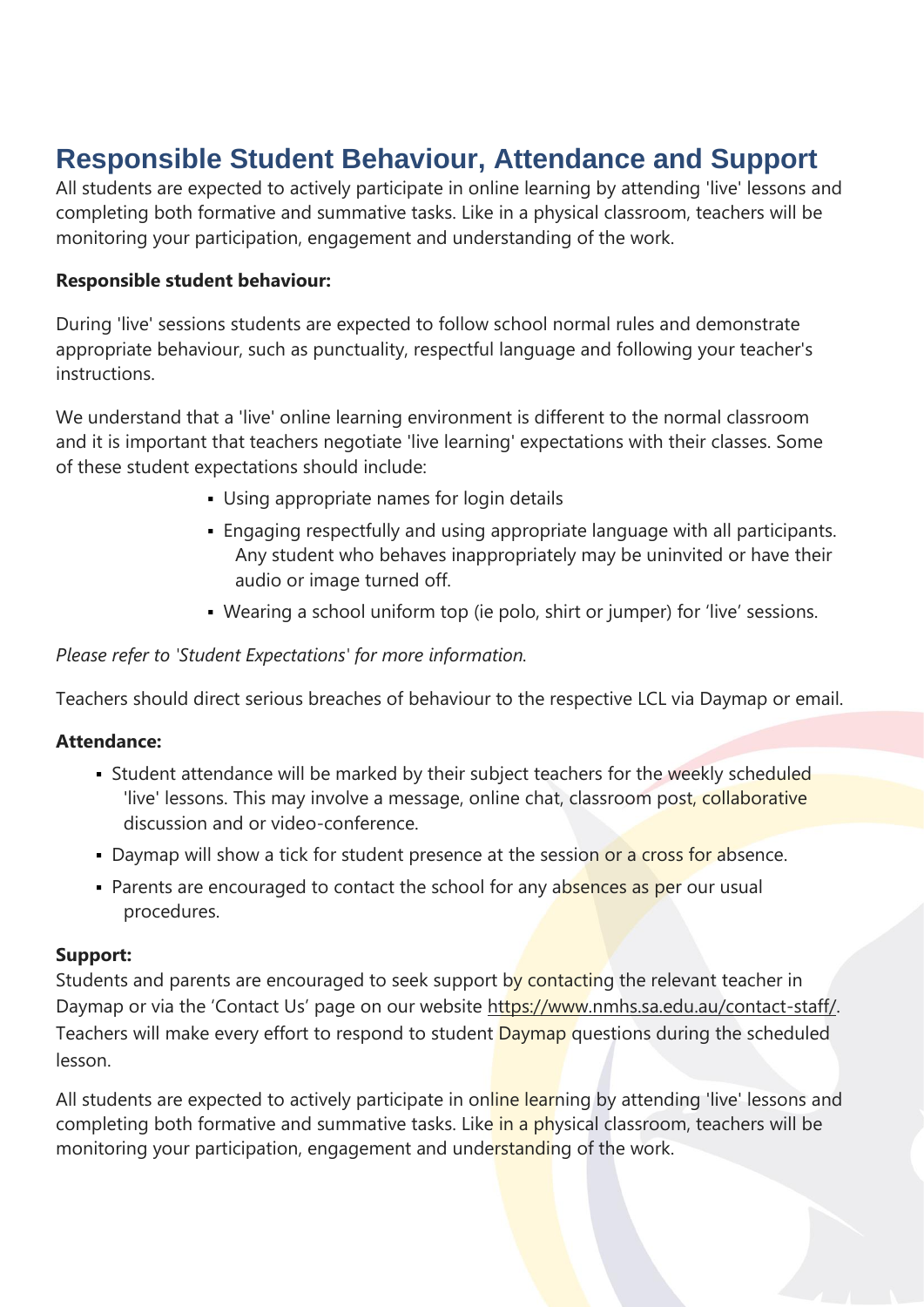# Responsible Student Behaviour, Attendance and Support

All students are expected to actively participate in online learning by attending 'live' lessons and completing both formative and summative tasks. Like in a physical classroom, teachers will be monitoring your participation, engagement and understanding of the work.

**Responsible student behaviour:**

During 'live' sessions students are expected to follow school normal rules and demonstrate appropriate behaviour, such as punctuality, respectful language and following your teacher's instructions.

We understand that a 'live' online learning environment is different to the normal classroom and it is important that teachers negotiate 'live learning' expectations with their classes. Some of these student expectations should include:

- Using appropriate names for login details
- Engaging respectfully and using appropriate language with all participants. Any student who behaves inappropriately may be uninvited or have their audio or image turned off.
- Wearing a school uniform top (ie polo, shirt or jumper) for 'live' sessions.

*Please refer to 'Student Expectations' for more information.*

Teachers should direct serious breaches of behaviour to the respective LCL via Daymap or email.

**Attendance:**

- Student attendance will be marked by their subject teachers for the weekly scheduled 'live' lessons. This may involve a message, online chat, classroom post, collaborative discussion and or video-conference.
- Daymap will show a tick for student presence at the session or a cross for absence.
- Parents are encouraged to contact the school for any absences as per our usual procedures.

**Support:**

Students and parents are encouraged to seek support by contacting the relevant teacher in Daymap or via the 'Contact Us' page on our website https://www.nmhs.sa.edu.au/contact-staff/. Teachers will make every effort to respond to student Daymap questions during the scheduled lesson.

All students are expected to actively participate in online learning by attending 'live' lessons and completing both formative and summative tasks. Like in a physical classroom, teachers will be monitoring your participation, engagement and understanding of the work.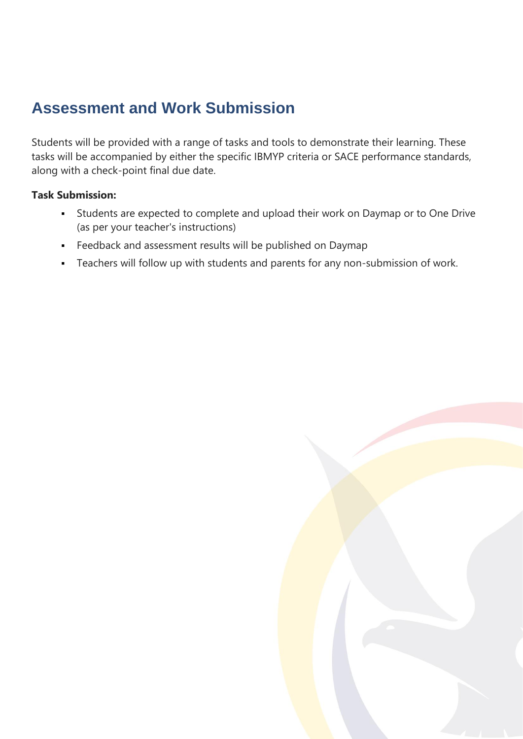## Assessment and Work Submission

Students will be provided with a range of tasks and tools to demonstrate their learning. These tasks will be accompanied by either the specific IBMYP criteria or SACE performance standards, along with a check-point final due date.

**Task Submission:**

- Students are expected to complete and upload their work on Daymap or to One Drive (as per your teacher's instructions)
- Feedback and assessment results will be published on Daymap
- Teachers will follow up with students and parents for any non-submission of work.